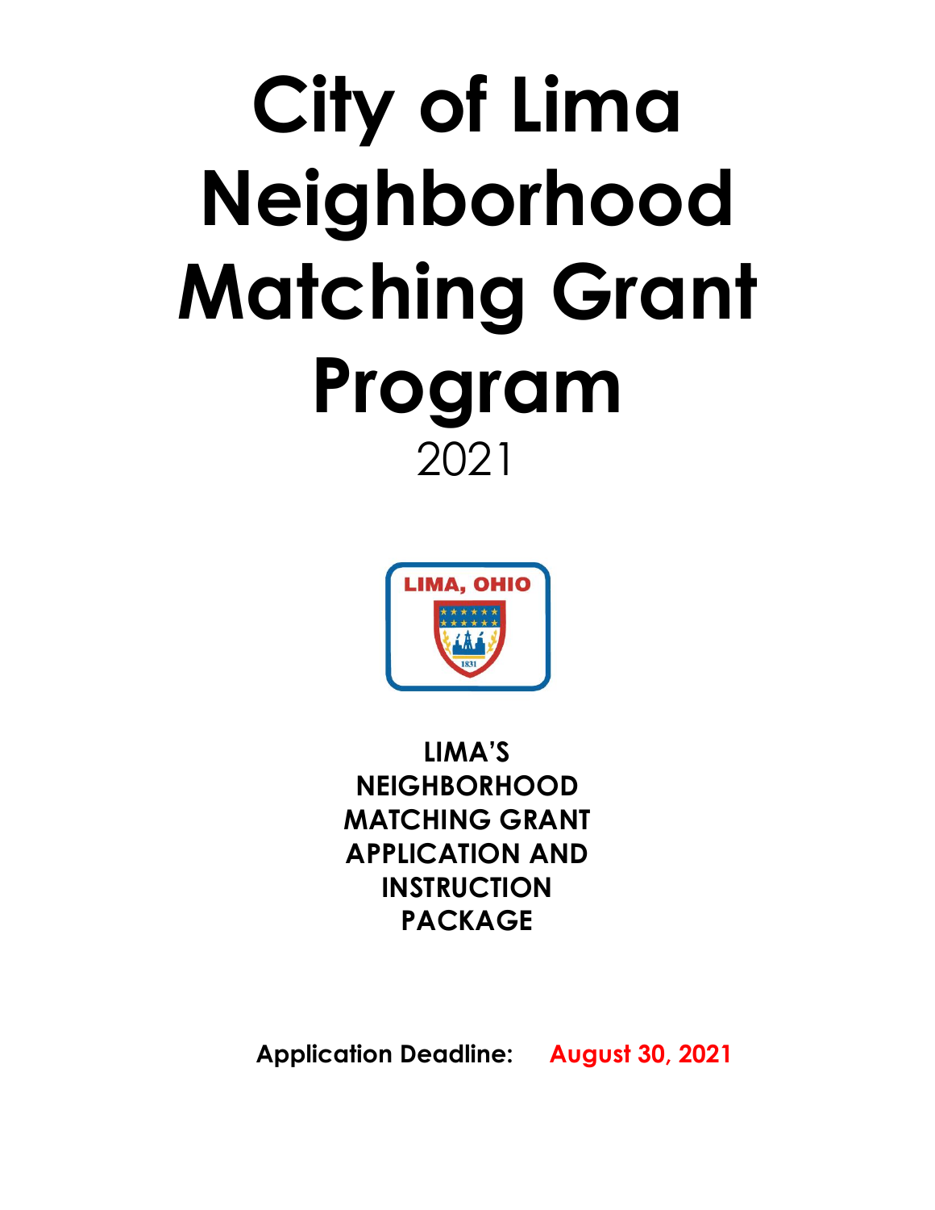# City of Lima Neighborhood Matching Grant Program

2021

**LIMA'S NEIGHBORHOOD MATCHING GRANT APPLICATION AND INSTRUCTION PACKAGE**

**Application Deadline:** **August 30, 2021**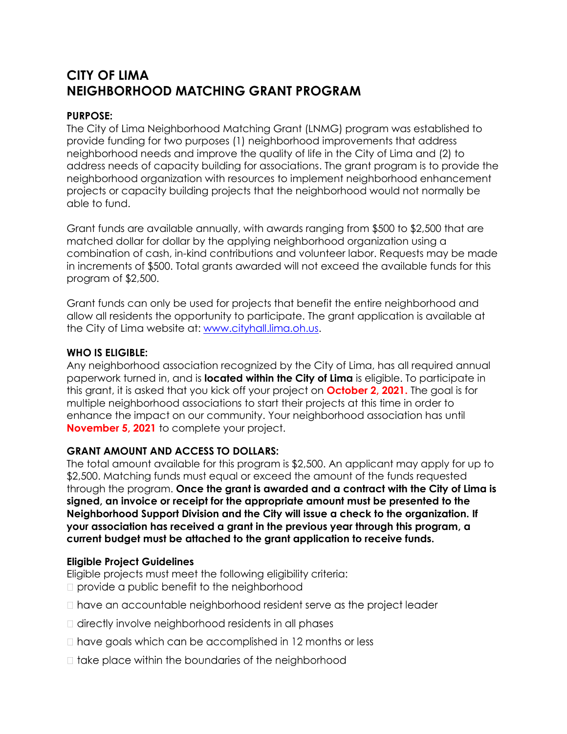# CITY OF LIMA
# NEIGHBORHOOD MATCHING GRANT PROGRAM

**PURPOSE:**
The City of Lima Neighborhood Matching Grant (LNMG) program was established to provide funding for two purposes (1) neighborhood improvements that address neighborhood needs and improve the quality of life in the City of Lima and (2) to address needs of capacity building for associations. The grant program is to provide the neighborhood organization with resources to implement neighborhood enhancement projects or capacity building projects that the neighborhood would not normally be able to fund.

Grant funds are available annually, with awards ranging from $500 to $2,500 that are matched dollar for dollar by the applying neighborhood organization using a combination of cash, in-kind contributions and volunteer labor. Requests may be made in increments of $500. Total grants awarded will not exceed the available funds for this program of $2,500.

Grant funds can only be used for projects that benefit the entire neighborhood and allow all residents the opportunity to participate. The grant application is available at the City of Lima website at: www.cityhall.lima.oh.us.

**WHO IS ELIGIBLE:**
Any neighborhood association recognized by the City of Lima, has all required annual paperwork turned in, and is **located within the City of Lima** is eligible. To participate in this grant, it is asked that you kick off your project on **October 2, 2021.** The goal is for multiple neighborhood associations to start their projects at this time in order to enhance the impact on our community. Your neighborhood association has until **November 5, 2021** to complete your project.

**GRANT AMOUNT AND ACCESS TO DOLLARS:**
The total amount available for this program is $2,500. An applicant may apply for up to $2,500. Matching funds must equal or exceed the amount of the funds requested through the program. **Once the grant is awarded and a contract with the City of Lima is signed, an invoice or receipt for the appropriate amount must be presented to the Neighborhood Support Division and the City will issue a check to the organization. If your association has received a grant in the previous year through this program, a current budget must be attached to the grant application to receive funds.**

**Eligible Project Guidelines**
Eligible projects must meet the following eligibility criteria:

- provide a public benefit to the neighborhood
- have an accountable neighborhood resident serve as the project leader
- directly involve neighborhood residents in all phases
- have goals which can be accomplished in 12 months or less
- take place within the boundaries of the neighborhood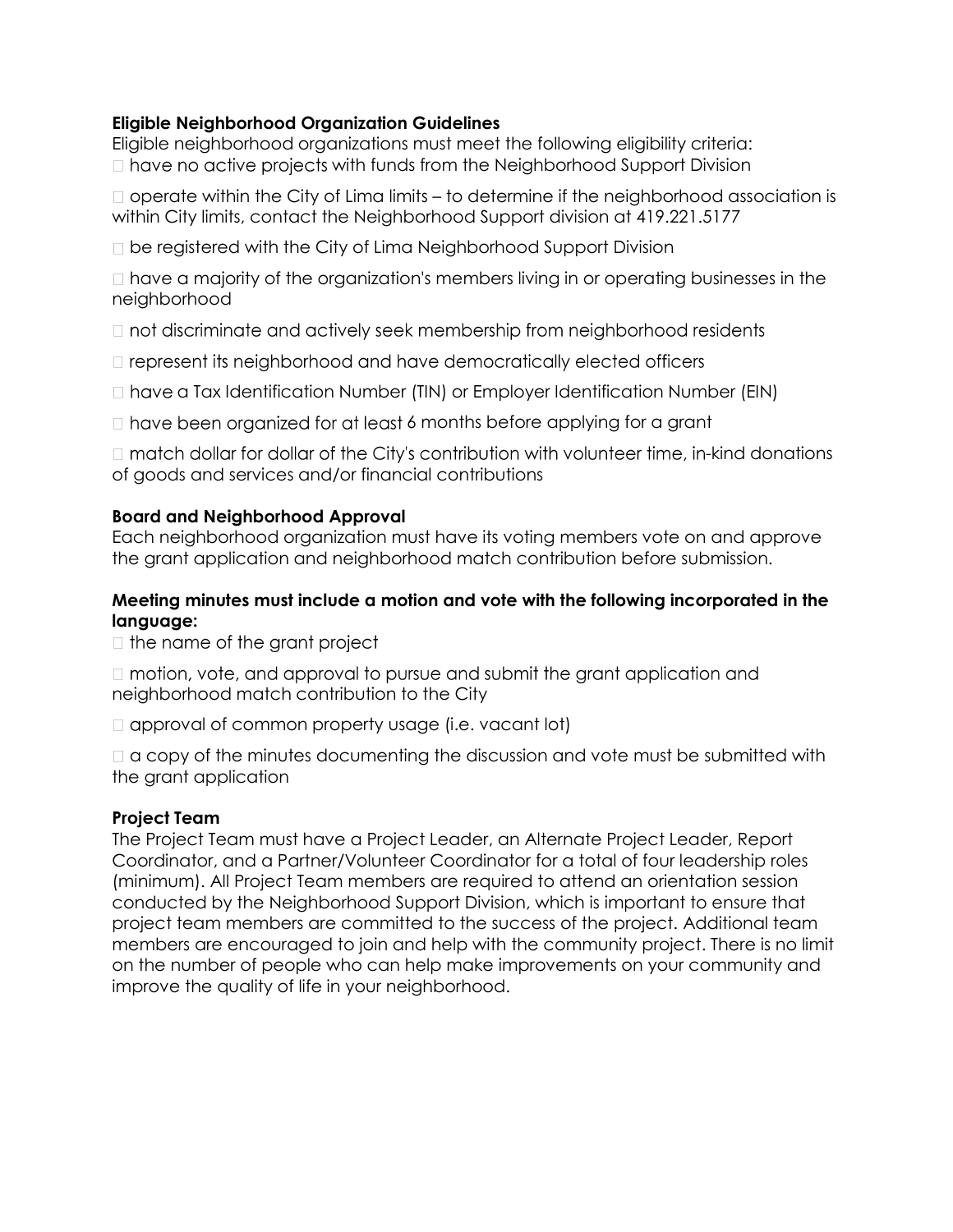**Eligible Neighborhood Organization Guidelines**

Eligible neighborhood organizations must meet the following eligibility criteria:

- have no active projects with funds from the Neighborhood Support Division
- operate within the City of Lima limits – to determine if the neighborhood association is within City limits, contact the Neighborhood Support division at 419.221.5177
- be registered with the City of Lima Neighborhood Support Division
- have a majority of the organization's members living in or operating businesses in the neighborhood
- not discriminate and actively seek membership from neighborhood residents
- represent its neighborhood and have democratically elected officers
- have a Tax Identification Number (TIN) or Employer Identification Number (EIN)
- have been organized for at least 6 months before applying for a grant
- match dollar for dollar of the City's contribution with volunteer time, in-kind donations of goods and services and/or financial contributions

**Board and Neighborhood Approval**

Each neighborhood organization must have its voting members vote on and approve the grant application and neighborhood match contribution before submission.

**Meeting minutes must include a motion and vote with the following incorporated in the language:**

- the name of the grant project
- motion, vote, and approval to pursue and submit the grant application and neighborhood match contribution to the City
- approval of common property usage (i.e. vacant lot)
- a copy of the minutes documenting the discussion and vote must be submitted with the grant application

**Project Team**

The Project Team must have a Project Leader, an Alternate Project Leader, Report Coordinator, and a Partner/Volunteer Coordinator for a total of four leadership roles (minimum). All Project Team members are required to attend an orientation session conducted by the Neighborhood Support Division, which is important to ensure that project team members are committed to the success of the project. Additional team members are encouraged to join and help with the community project. There is no limit on the number of people who can help make improvements on your community and improve the quality of life in your neighborhood.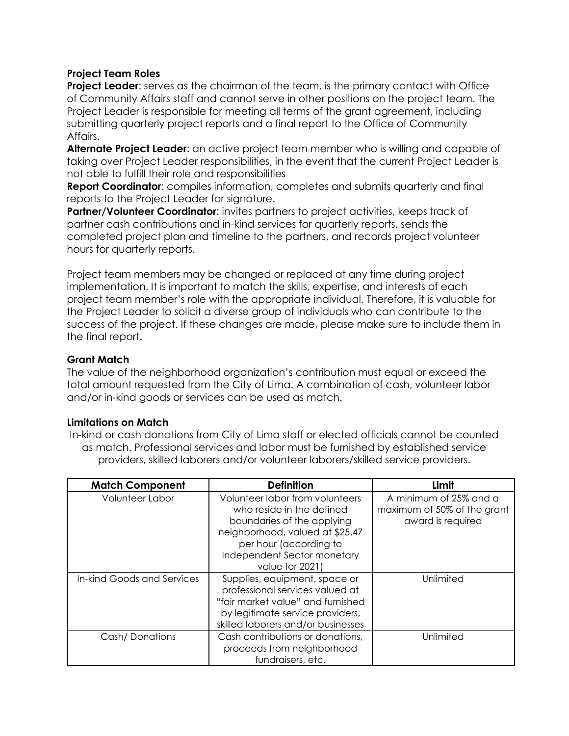### Project Team Roles

**Project Leader**: serves as the chairman of the team, is the primary contact with Office of Community Affairs staff and cannot serve in other positions on the project team. The Project Leader is responsible for meeting all terms of the grant agreement, including submitting quarterly project reports and a final report to the Office of Community Affairs.

**Alternate Project Leader**: an active project team member who is willing and capable of taking over Project Leader responsibilities, in the event that the current Project Leader is not able to fulfill their role and responsibilities

**Report Coordinator**: compiles information, completes and submits quarterly and final reports to the Project Leader for signature.

**Partner/Volunteer Coordinator**: invites partners to project activities, keeps track of partner cash contributions and in-kind services for quarterly reports, sends the completed project plan and timeline to the partners, and records project volunteer hours for quarterly reports.

Project team members may be changed or replaced at any time during project implementation. It is important to match the skills, expertise, and interests of each project team member's role with the appropriate individual. Therefore, it is valuable for the Project Leader to solicit a diverse group of individuals who can contribute to the success of the project. If these changes are made, please make sure to include them in the final report.

### Grant Match

The value of the neighborhood organization's contribution must equal or exceed the total amount requested from the City of Lima. A combination of cash, volunteer labor and/or in-kind goods or services can be used as match.

### Limitations on Match

In-kind or cash donations from City of Lima staff or elected officials cannot be counted as match. Professional services and labor must be furnished by established service providers, skilled laborers and/or volunteer laborers/skilled service providers.

| Match Component | Definition | Limit |
| --- | --- | --- |
| Volunteer Labor | Volunteer labor from volunteers who reside in the defined boundaries of the applying neighborhood, valued at $25.47 per hour (according to Independent Sector monetary value for 2021) | A minimum of 25% and a maximum of 50% of the grant award is required |
| In-kind Goods and Services | Supplies, equipment, space or professional services valued at "fair market value" and furnished by legitimate service providers, skilled laborers and/or businesses | Unlimited |
| Cash/ Donations | Cash contributions or donations, proceeds from neighborhood fundraisers, etc. | Unlimited |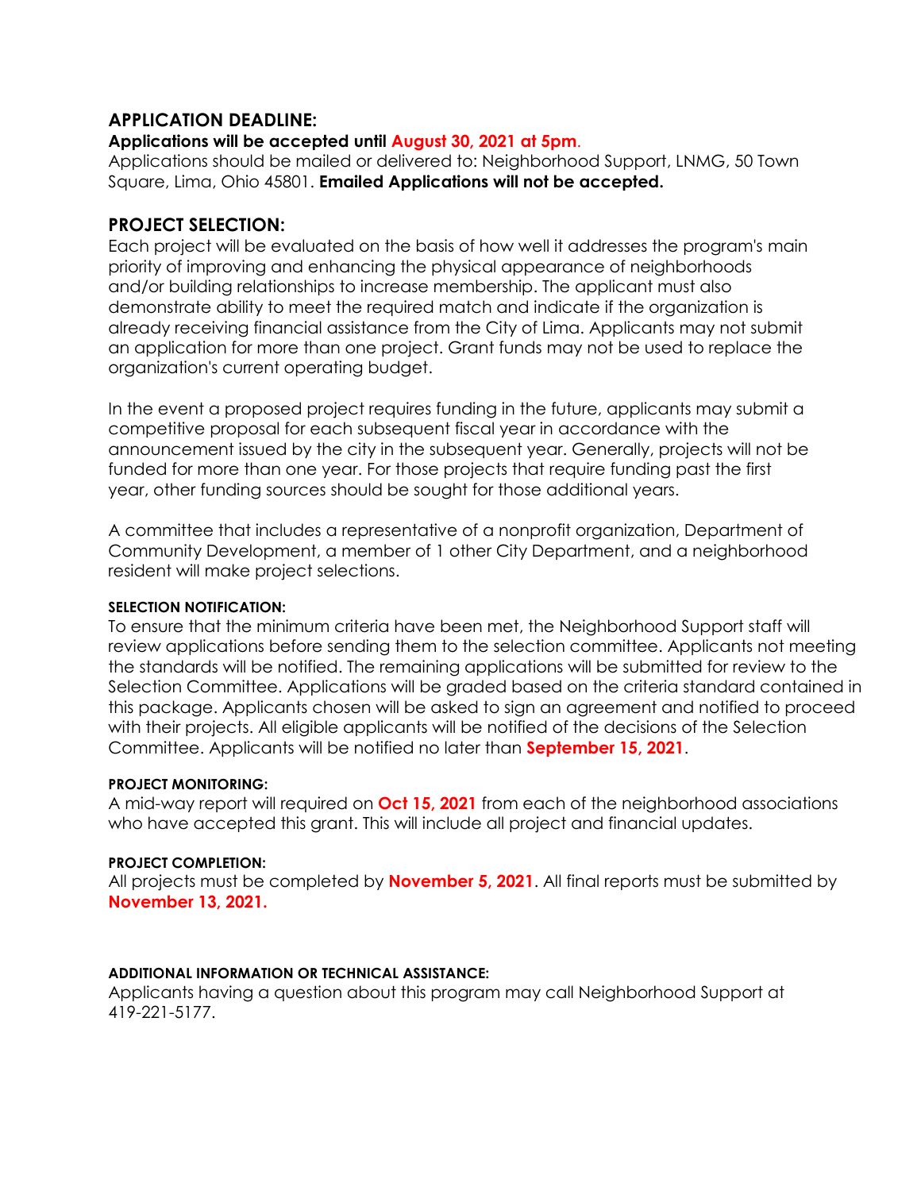## APPLICATION DEADLINE:

**Applications will be accepted until August 30, 2021 at 5pm.**

Applications should be mailed or delivered to: Neighborhood Support, LNMG, 50 Town Square, Lima, Ohio 45801. **Emailed Applications will not be accepted.**

## PROJECT SELECTION:

Each project will be evaluated on the basis of how well it addresses the program's main priority of improving and enhancing the physical appearance of neighborhoods and/or building relationships to increase membership. The applicant must also demonstrate ability to meet the required match and indicate if the organization is already receiving financial assistance from the City of Lima. Applicants may not submit an application for more than one project. Grant funds may not be used to replace the organization's current operating budget.

In the event a proposed project requires funding in the future, applicants may submit a competitive proposal for each subsequent fiscal year in accordance with the announcement issued by the city in the subsequent year. Generally, projects will not be funded for more than one year. For those projects that require funding past the first year, other funding sources should be sought for those additional years.

A committee that includes a representative of a nonprofit organization, Department of Community Development, a member of 1 other City Department, and a neighborhood resident will make project selections.

#### SELECTION NOTIFICATION:

To ensure that the minimum criteria have been met, the Neighborhood Support staff will review applications before sending them to the selection committee. Applicants not meeting the standards will be notified. The remaining applications will be submitted for review to the Selection Committee. Applications will be graded based on the criteria standard contained in this package. Applicants chosen will be asked to sign an agreement and notified to proceed with their projects. All eligible applicants will be notified of the decisions of the Selection Committee. Applicants will be notified no later than **September 15, 2021**.

#### PROJECT MONITORING:

A mid-way report will required on **Oct 15, 2021** from each of the neighborhood associations who have accepted this grant. This will include all project and financial updates.

#### PROJECT COMPLETION:

All projects must be completed by **November 5, 2021**. All final reports must be submitted by **November 13, 2021.**

#### ADDITIONAL INFORMATION OR TECHNICAL ASSISTANCE:

Applicants having a question about this program may call Neighborhood Support at 419-221-5177.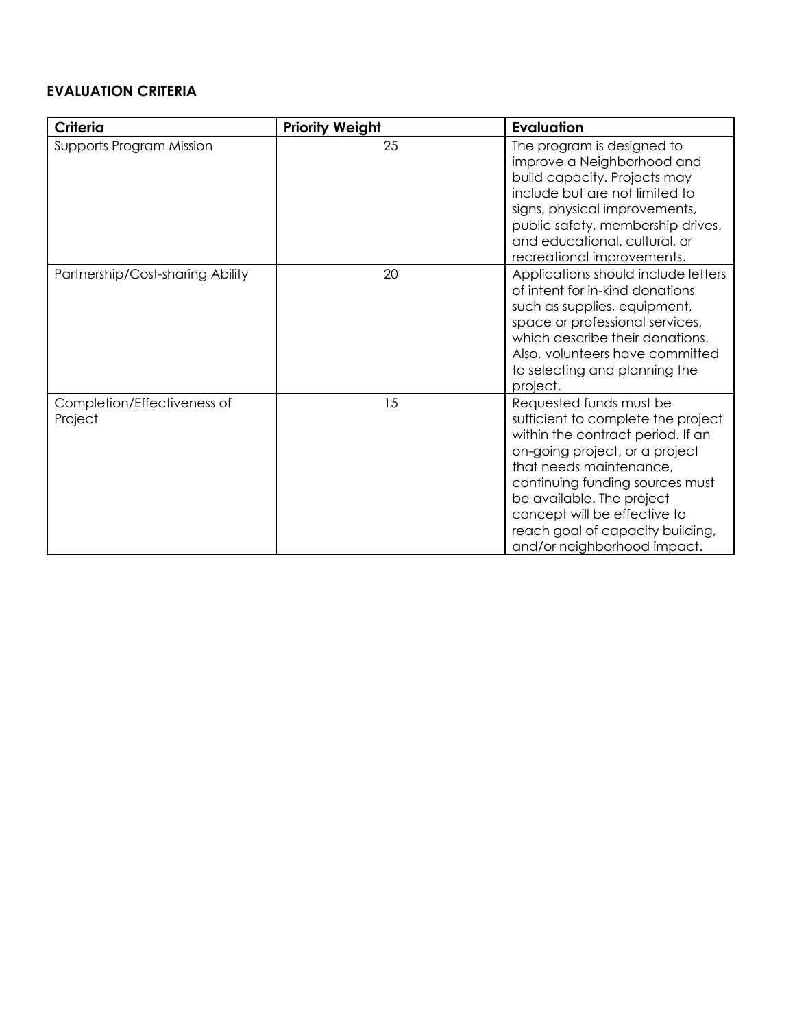**EVALUATION CRITERIA**

| Criteria | Priority Weight | Evaluation |
| --- | --- | --- |
| Supports Program Mission | 25 | The program is designed to improve a Neighborhood and build capacity. Projects may include but are not limited to signs, physical improvements, public safety, membership drives, and educational, cultural, or recreational improvements. |
| Partnership/Cost-sharing Ability | 20 | Applications should include letters of intent for in-kind donations such as supplies, equipment, space or professional services, which describe their donations. Also, volunteers have committed to selecting and planning the project. |
| Completion/Effectiveness of Project | 15 | Requested funds must be sufficient to complete the project within the contract period. If an on-going project, or a project that needs maintenance, continuing funding sources must be available. The project concept will be effective to reach goal of capacity building, and/or neighborhood impact. |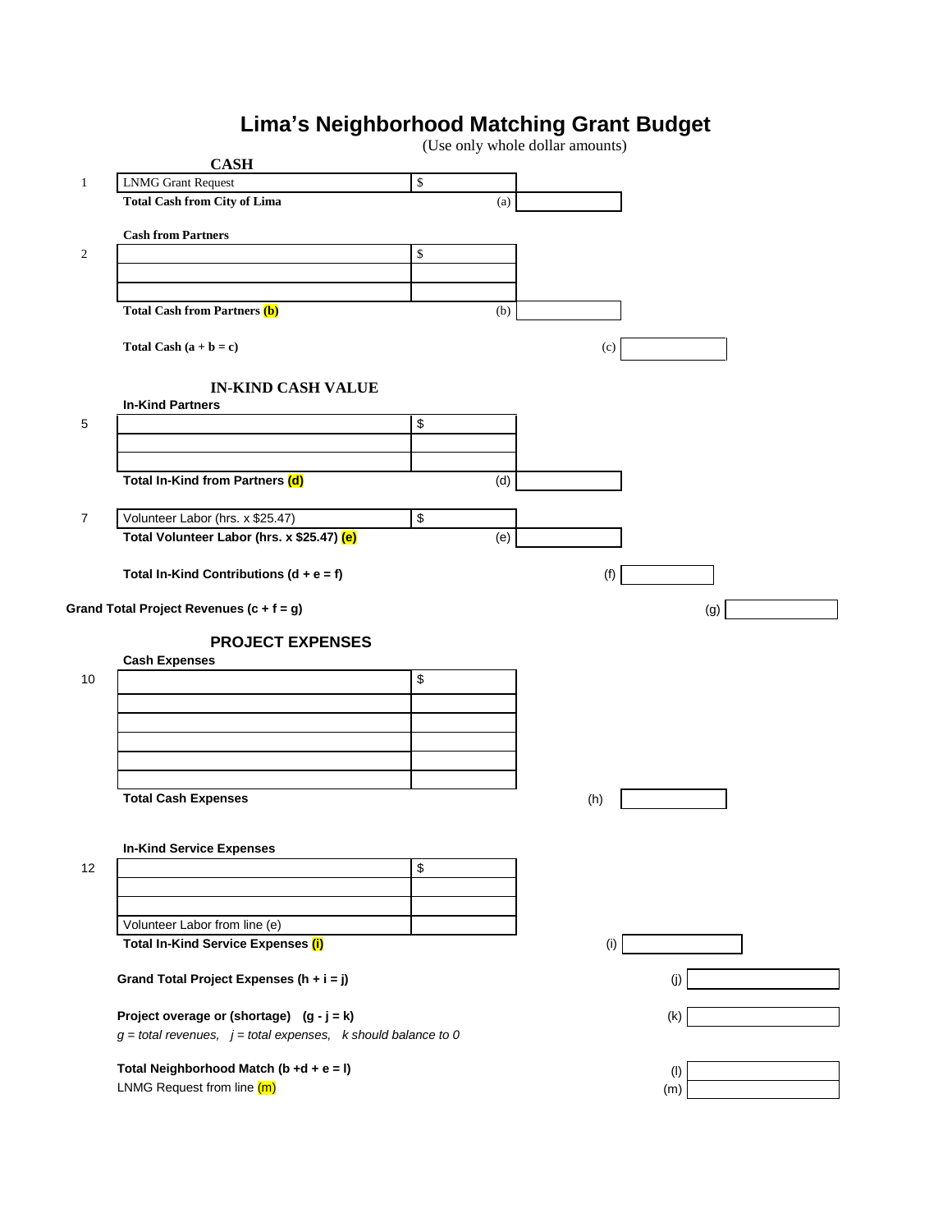# Lima's Neighborhood Matching Grant Budget

(Use only whole dollar amounts)

## CASH

| Line | Item | Amount | | Subtotal | Total |
|---|---|---|---|---|---|
| 1 | LNMG Grant Request | $ | | | |
| | **Total Cash from City of Lima** | | (a) | | |
| | **Cash from Partners** | | | | |
| 2 | | $ | | | |
| | | | | | |
| | | | | | |
| | **Total Cash from Partners (b)** | | (b) | | |
| | **Total Cash (a + b = c)** | | | (c) | |

## IN-KIND CASH VALUE

| Line | Item | Amount | | Subtotal | Total |
|---|---|---|---|---|---|
| | **In-Kind Partners** | | | | |
| 5 | | $ | | | |
| | | | | | |
| | | | | | |
| | **Total In-Kind from Partners (d)** | | (d) | | |
| 7 | Volunteer Labor (hrs. x $25.47) | $ | | | |
| | **Total Volunteer Labor (hrs. x $25.47) (e)** | | (e) | | |
| | **Total In-Kind Contributions (d + e = f)** | | | (f) | |

**Grand Total Project Revenues (c + f = g)** (g)

## PROJECT EXPENSES

| Line | Item | Amount | | Total |
|---|---|---|---|---|
| | **Cash Expenses** | | | |
| 10 | | $ | | |
| | | | | |
| | | | | |
| | | | | |
| | | | | |
| | | | | |
| | **Total Cash Expenses** | | (h) | |
| | **In-Kind Service Expenses** | | | |
| 12 | | $ | | |
| | | | | |
| | | | | |
| | Volunteer Labor from line (e) | | | |
| | **Total In-Kind Service Expenses (i)** | | (i) | |

**Grand Total Project Expenses (h + i = j)** (j)

**Project overage or (shortage) (g - j = k)** (k)

*g = total revenues, j = total expenses, k should balance to 0*

**Total Neighborhood Match (b +d + e = l)** (l)

LNMG Request from line (m) (m)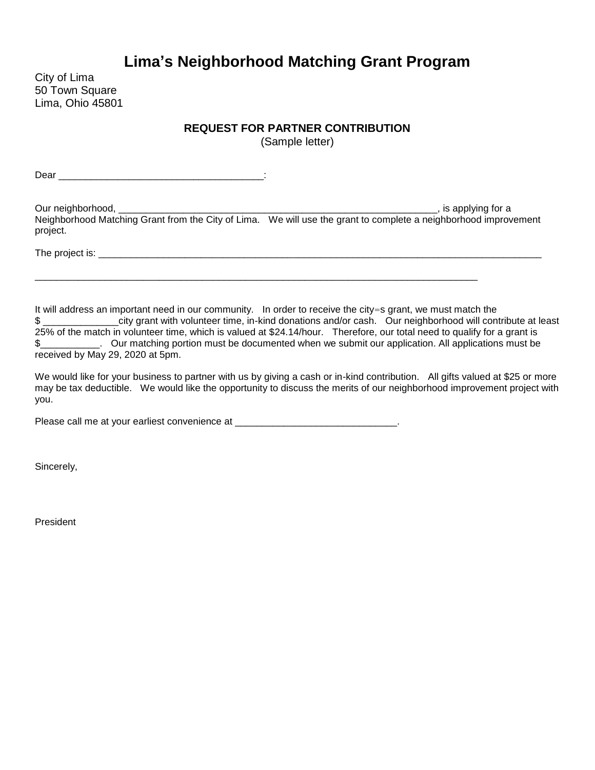# Lima's Neighborhood Matching Grant Program

City of Lima
50 Town Square
Lima, Ohio 45801

**REQUEST FOR PARTNER CONTRIBUTION**
(Sample letter)

Dear _____________________________________:

Our neighborhood, ___________________________________________________________, is applying for a Neighborhood Matching Grant from the City of Lima. We will use the grant to complete a neighborhood improvement project.

The project is: __________________________________________________________________________________

__________________________________________________________________________________

It will address an important need in our community. In order to receive the city=s grant, we must match the $ ______________city grant with volunteer time, in-kind donations and/or cash. Our neighborhood will contribute at least 25% of the match in volunteer time, which is valued at $24.14/hour. Therefore, our total need to qualify for a grant is $___________. Our matching portion must be documented when we submit our application. All applications must be received by May 29, 2020 at 5pm.

We would like for your business to partner with us by giving a cash or in-kind contribution. All gifts valued at $25 or more may be tax deductible. We would like the opportunity to discuss the merits of our neighborhood improvement project with you.

Please call me at your earliest convenience at ______________________________.

Sincerely,

President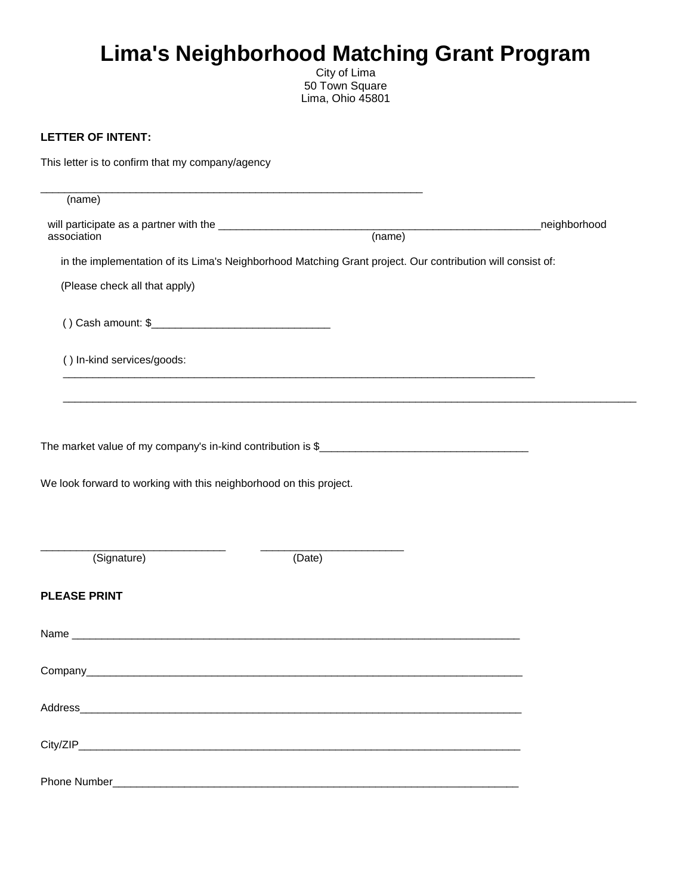# Lima's Neighborhood Matching Grant Program

City of Lima
50 Town Square
Lima, Ohio 45801

**LETTER OF INTENT:**

This letter is to confirm that my company/agency

_________________________________________________________________
(name)

will participate as a partner with the _______________________________________________________neighborhood association
(name)

in the implementation of its Lima's Neighborhood Matching Grant project. Our contribution will consist of:

(Please check all that apply)

( ) Cash amount: $______________________________

( ) In-kind services/goods:
________________________________________________________________________________

__________________________________________________________________________________________________

The market value of my company's in-kind contribution is $___________________________________

We look forward to working with this neighborhood on this project.

_______________________________ ________________________
(Signature) (Date)

**PLEASE PRINT**

Name ____________________________________________________________________________

Company_________________________________________________________________________

Address__________________________________________________________________________

City/ZIP__________________________________________________________________________

Phone Number_____________________________________________________________________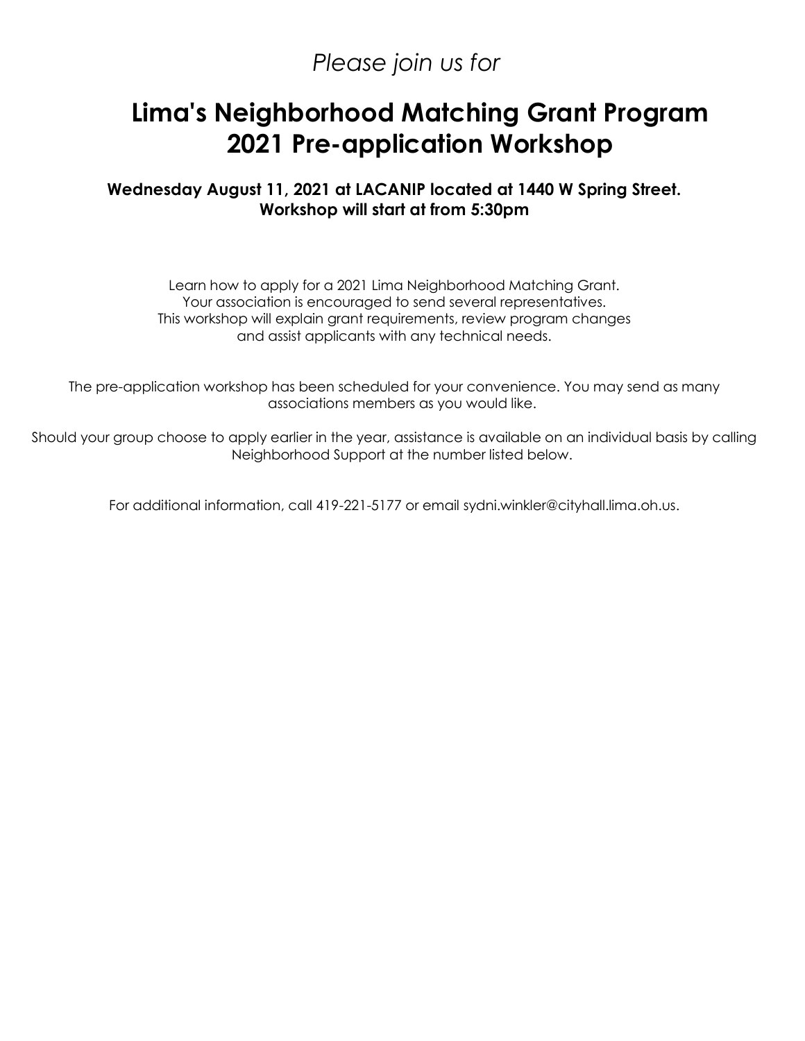*Please join us for*

# Lima's Neighborhood Matching Grant Program 2021 Pre-application Workshop

**Wednesday August 11, 2021 at LACANIP located at 1440 W Spring Street.**
**Workshop will start at from 5:30pm**

Learn how to apply for a 2021 Lima Neighborhood Matching Grant.
Your association is encouraged to send several representatives.
This workshop will explain grant requirements, review program changes and assist applicants with any technical needs.

The pre-application workshop has been scheduled for your convenience. You may send as many associations members as you would like.

Should your group choose to apply earlier in the year, assistance is available on an individual basis by calling Neighborhood Support at the number listed below.

For additional information, call 419-221-5177 or email sydni.winkler@cityhall.lima.oh.us.